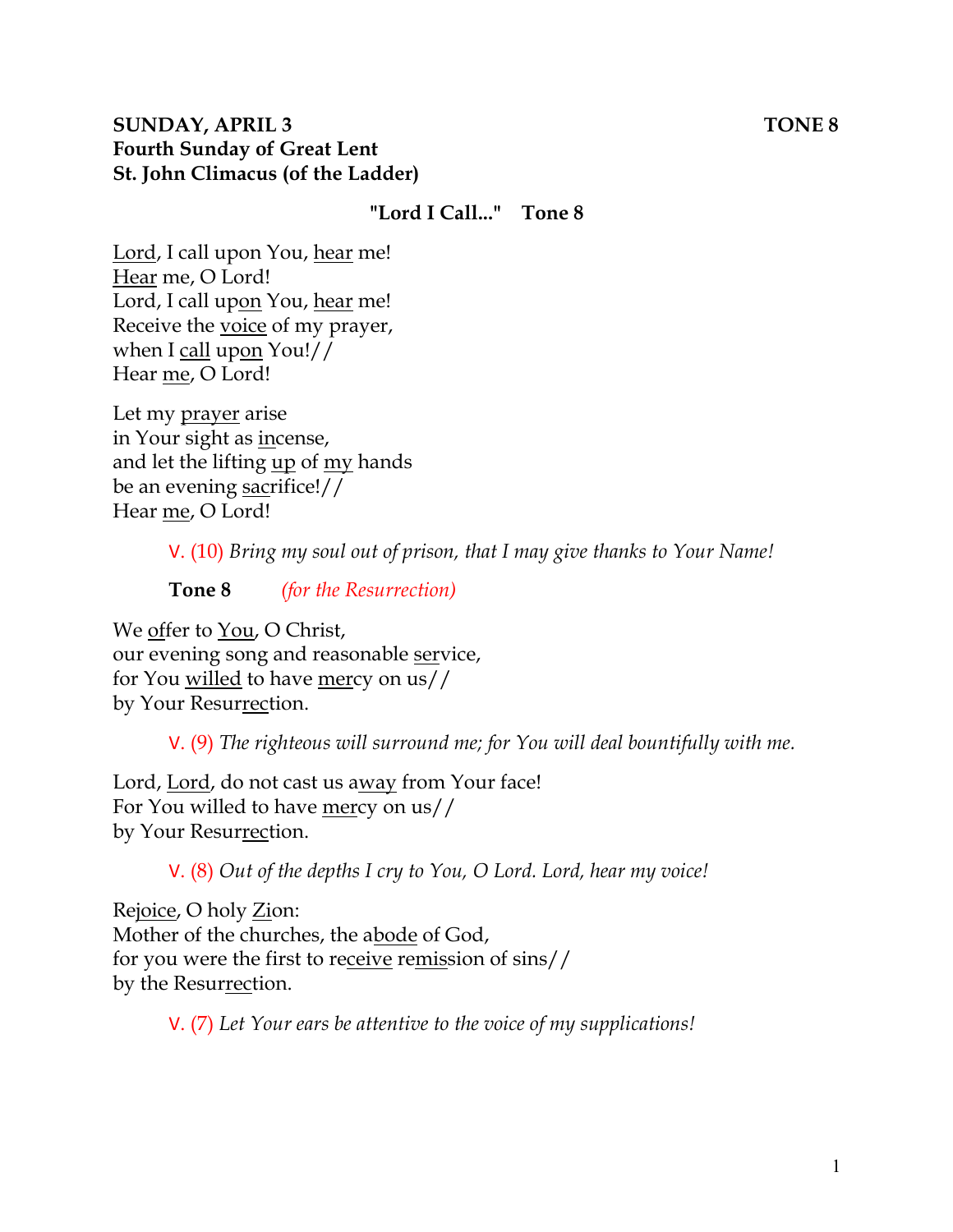**SUNDAY, APRIL 3 TONE 8**
**Fourth Sunday of Great Lent**
**St. John Climacus (of the Ladder)**

**"Lord I Call..." Tone 8**

<u>Lord</u>, I call upon You, <u>hear</u> me!
<u>Hear</u> me, O Lord!
Lord, I call up<u>on</u> You, <u>hear</u> me!
Receive the <u>voice</u> of my prayer,
when I <u>call</u> up<u>on</u> You!//
Hear <u>me</u>, O Lord!

Let my <u>prayer</u> arise
in Your sight as <u>in</u>cense,
and let the lifting <u>up</u> of <u>my</u> hands
be an evening <u>sac</u>rifice!//
Hear <u>me</u>, O Lord!

V. (10) *Bring my soul out of prison, that I may give thanks to Your Name!*

**Tone 8** *(for the Resurrection)*

We <u>of</u>fer to <u>You</u>, O Christ,
our evening song and reasonable <u>ser</u>vice,
for You <u>willed</u> to have <u>mer</u>cy on us//
by Your Resur<u>rec</u>tion.

V. (9) *The righteous will surround me; for You will deal bountifully with me.*

Lord, <u>Lord</u>, do not cast us a<u>way</u> from Your face!
For You willed to have <u>mer</u>cy on us//
by Your Resur<u>rec</u>tion.

V. (8) *Out of the depths I cry to You, O Lord. Lord, hear my voice!*

Re<u>joice</u>, O holy <u>Zi</u>on:
Mother of the churches, the a<u>bode</u> of God,
for you were the first to re<u>ceive</u> re<u>mis</u>sion of sins//
by the Resur<u>rec</u>tion.

V. (7) *Let Your ears be attentive to the voice of my supplications!*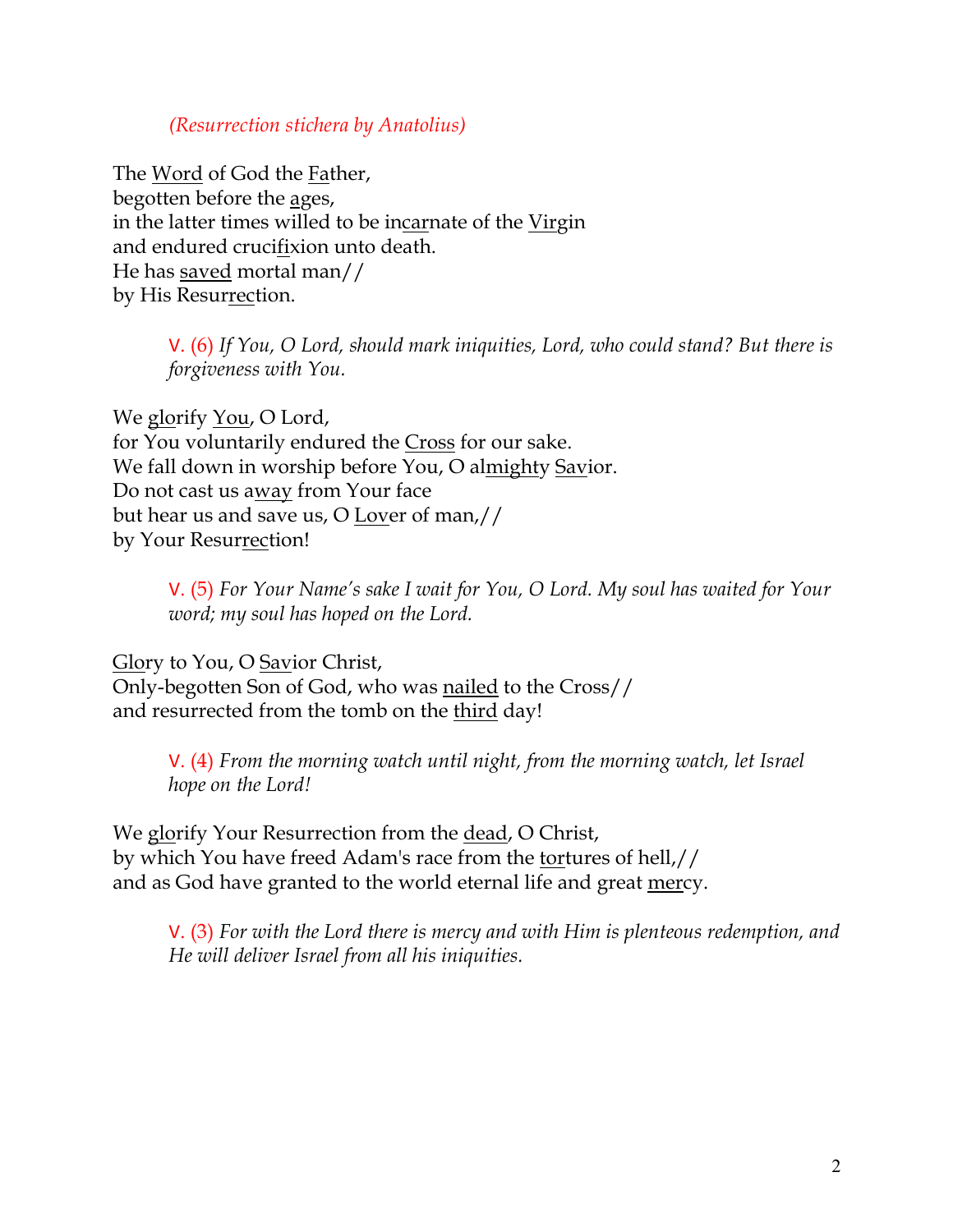*(Resurrection stichera by Anatolius)*

The <u>Word</u> of God the <u>Fa</u>ther,
begotten before the <u>a</u>ges,
in the latter times willed to be in<u>car</u>nate of the <u>Virgin</u>
and endured cruci<u>fi</u>xion unto death.
He has <u>saved</u> mortal man//
by His Resur<u>rec</u>tion.

> V. (6) *If You, O Lord, should mark iniquities, Lord, who could stand? But there is forgiveness with You.*

We <u>glo</u>rify <u>You</u>, O Lord,
for You voluntarily endured the <u>Cross</u> for our sake.
We fall down in worship before You, O al<u>mighty</u> <u>Sav</u>ior.
Do not cast us a<u>way</u> from Your face
but hear us and save us, O <u>Lov</u>er of man,//
by Your Resur<u>rec</u>tion!

> V. (5) *For Your Name's sake I wait for You, O Lord. My soul has waited for Your word; my soul has hoped on the Lord.*

<u>Glo</u>ry to You, O <u>Sav</u>ior Christ,
Only-begotten Son of God, who was <u>nailed</u> to the Cross//
and resurrected from the tomb on the <u>third</u> day!

> V. (4) *From the morning watch until night, from the morning watch, let Israel hope on the Lord!*

We <u>glo</u>rify Your Resurrection from the <u>dead</u>, O Christ,
by which You have freed Adam's race from the <u>tor</u>tures of hell,//
and as God have granted to the world eternal life and great <u>mer</u>cy.

> V. (3) *For with the Lord there is mercy and with Him is plenteous redemption, and He will deliver Israel from all his iniquities.*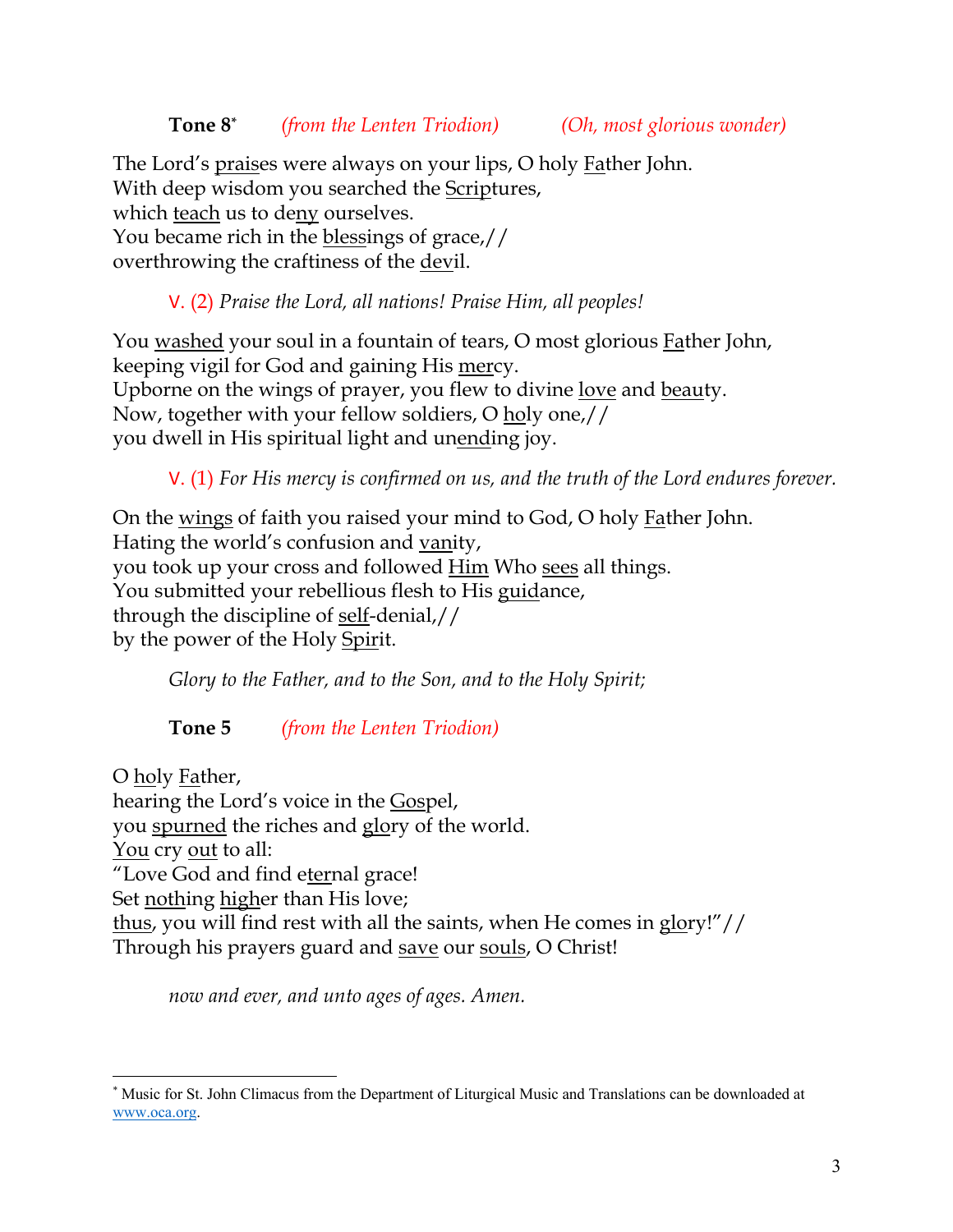**Tone 8**[*] *(from the Lenten Triodion)* *(Oh, most glorious wonder)*

The Lord's <u>prais</u>es were always on your lips, O holy <u>Fa</u>ther John.
With deep wisdom you searched the <u>Scrip</u>tures,
which <u>teach</u> us to de<u>ny</u> ourselves.
You became rich in the <u>bless</u>ings of grace,//
overthrowing the craftiness of the <u>dev</u>il.

V. (2) *Praise the Lord, all nations! Praise Him, all peoples!*

You <u>washed</u> your soul in a fountain of tears, O most glorious <u>Fa</u>ther John,
keeping vigil for God and gaining His <u>mer</u>cy.
Upborne on the wings of prayer, you flew to divine <u>love</u> and <u>beau</u>ty.
Now, together with your fellow soldiers, O <u>ho</u>ly one,//
you dwell in His spiritual light and un<u>end</u>ing joy.

V. (1) *For His mercy is confirmed on us, and the truth of the Lord endures forever.*

On the <u>wings</u> of faith you raised your mind to God, O holy <u>Fa</u>ther John.
Hating the world's confusion and <u>van</u>ity,
you took up your cross and followed <u>Him</u> Who <u>sees</u> all things.
You submitted your rebellious flesh to His <u>guid</u>ance,
through the discipline of <u>self</u>-denial,//
by the power of the Holy <u>Spir</u>it.

*Glory to the Father, and to the Son, and to the Holy Spirit;*

**Tone 5** *(from the Lenten Triodion)*

O <u>ho</u>ly <u>Fa</u>ther,
hearing the Lord's voice in the <u>Gos</u>pel,
you <u>spurned</u> the riches and <u>glo</u>ry of the world.
<u>You</u> cry <u>out</u> to all:
"Love God and find e<u>ter</u>nal grace!
Set <u>noth</u>ing <u>high</u>er than His love;
<u>thus</u>, you will find rest with all the saints, when He comes in <u>glo</u>ry!"//
Through his prayers guard and <u>save</u> our <u>souls</u>, O Christ!

*now and ever, and unto ages of ages. Amen.*

---

[*] Music for St. John Climacus from the Department of Liturgical Music and Translations can be downloaded at www.oca.org.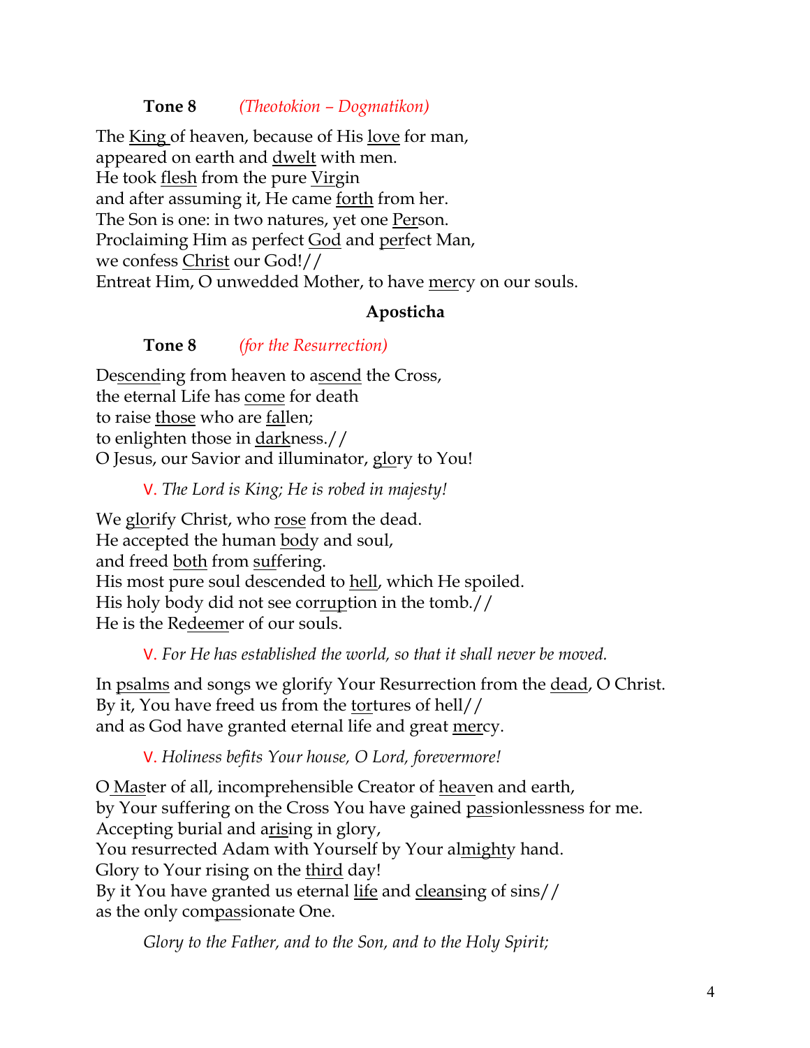**Tone 8** *(Theotokion – Dogmatikon)*

The <u>King</u> of heaven, because of His <u>love</u> for man,
appeared on earth and <u>dwelt</u> with men.
He took <u>flesh</u> from the pure <u>Virgin</u>
and after assuming it, He came <u>forth</u> from her.
The Son is one: in two natures, yet one <u>Per</u>son.
Proclaiming Him as perfect <u>God</u> and <u>per</u>fect Man,
we confess <u>Christ</u> our God!//
Entreat Him, O unwedded Mother, to have <u>mer</u>cy on our souls.

**Aposticha**

**Tone 8** *(for the Resurrection)*

De<u>scend</u>ing from heaven to a<u>scend</u> the Cross,
the eternal Life has <u>come</u> for death
to raise <u>those</u> who are <u>fal</u>len;
to enlighten those in <u>dark</u>ness.//
O Jesus, our Savior and illuminator, <u>glo</u>ry to You!

V. *The Lord is King; He is robed in majesty!*

We <u>glo</u>rify Christ, who <u>rose</u> from the dead.
He accepted the human <u>bod</u>y and soul,
and freed <u>both</u> from <u>suf</u>fering.
His most pure soul descended to <u>hell</u>, which He spoiled.
His holy body did not see cor<u>rup</u>tion in the tomb.//
He is the Re<u>deem</u>er of our souls.

V. *For He has established the world, so that it shall never be moved.*

In <u>psalms</u> and songs we glorify Your Resurrection from the <u>dead</u>, O Christ.
By it, You have freed us from the <u>tor</u>tures of hell//
and as God have granted eternal life and great <u>mer</u>cy.

V. *Holiness befits Your house, O Lord, forevermore!*

O <u>Mas</u>ter of all, incomprehensible Creator of <u>heav</u>en and earth,
by Your suffering on the Cross You have gained <u>pas</u>sionlessness for me.
Accepting burial and a<u>ris</u>ing in glory,
You resurrected Adam with Yourself by Your al<u>mighty</u> hand.
Glory to Your rising on the <u>third</u> day!
By it You have granted us eternal <u>life</u> and <u>cleans</u>ing of sins//
as the only com<u>pas</u>sionate One.

*Glory to the Father, and to the Son, and to the Holy Spirit;*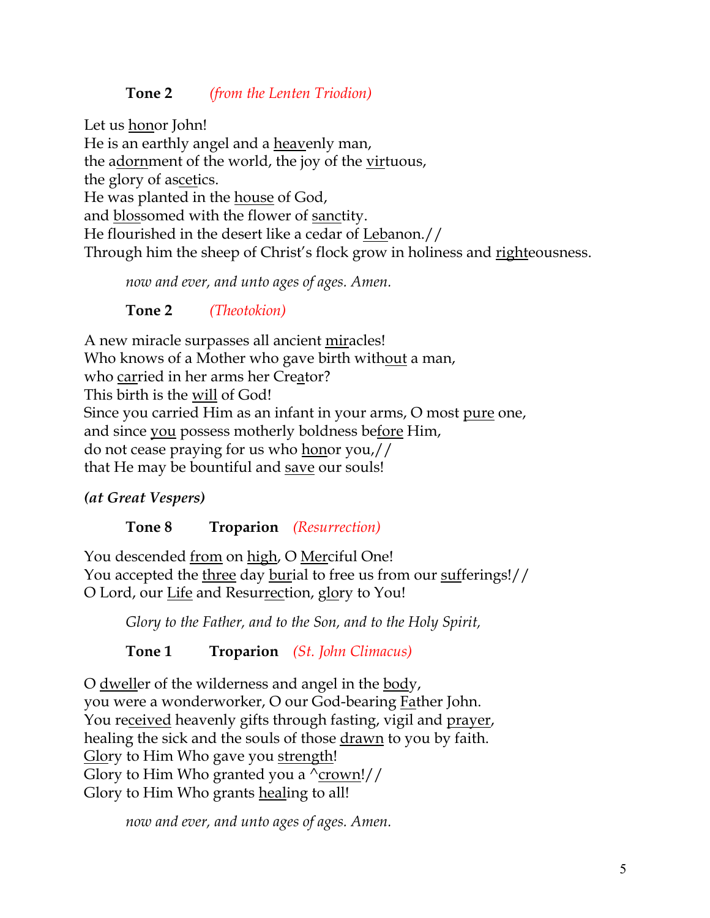**Tone 2** *(from the Lenten Triodion)*

Let us <u>hon</u>or John!
He is an earthly angel and a <u>heav</u>enly man,
the a<u>dorn</u>ment of the world, the joy of the <u>vir</u>tuous,
the glory of as<u>cet</u>ics.
He was planted in the <u>house</u> of God,
and <u>blos</u>somed with the flower of <u>sanc</u>tity.
He flourished in the desert like a cedar of <u>Leb</u>anon.//
Through him the sheep of Christ's flock grow in holiness and <u>right</u>eousness.

*now and ever, and unto ages of ages. Amen.*

**Tone 2** *(Theotokion)*

A new miracle surpasses all ancient <u>mir</u>acles!
Who knows of a Mother who gave birth with<u>out</u> a man,
who <u>car</u>ried in her arms her Cre<u>a</u>tor?
This birth is the <u>will</u> of God!
Since you carried Him as an infant in your arms, O most <u>pure</u> one,
and since <u>you</u> possess motherly boldness be<u>fore</u> Him,
do not cease praying for us who <u>hon</u>or you,//
that He may be bountiful and <u>save</u> our souls!

***(at Great Vespers)***

**Tone 8** **Troparion** *(Resurrection)*

You descended <u>from</u> on <u>high</u>, O <u>Mer</u>ciful One!
You accepted the <u>three</u> day <u>bur</u>ial to free us from our <u>suf</u>ferings!//
O Lord, our <u>Life</u> and Resur<u>rec</u>tion, <u>glo</u>ry to You!

*Glory to the Father, and to the Son, and to the Holy Spirit,*

**Tone 1** **Troparion** *(St. John Climacus)*

O <u>dwell</u>er of the wilderness and angel in the <u>bod</u>y,
you were a wonderworker, O our God-bearing <u>Fa</u>ther John.
You re<u>ceived</u> heavenly gifts through fasting, vigil and <u>prayer</u>,
healing the sick and the souls of those <u>drawn</u> to you by faith.
<u>Glo</u>ry to Him Who gave you <u>strength</u>!
Glory to Him Who granted you a ^<u>crown</u>!//
Glory to Him Who grants <u>heal</u>ing to all!

*now and ever, and unto ages of ages. Amen.*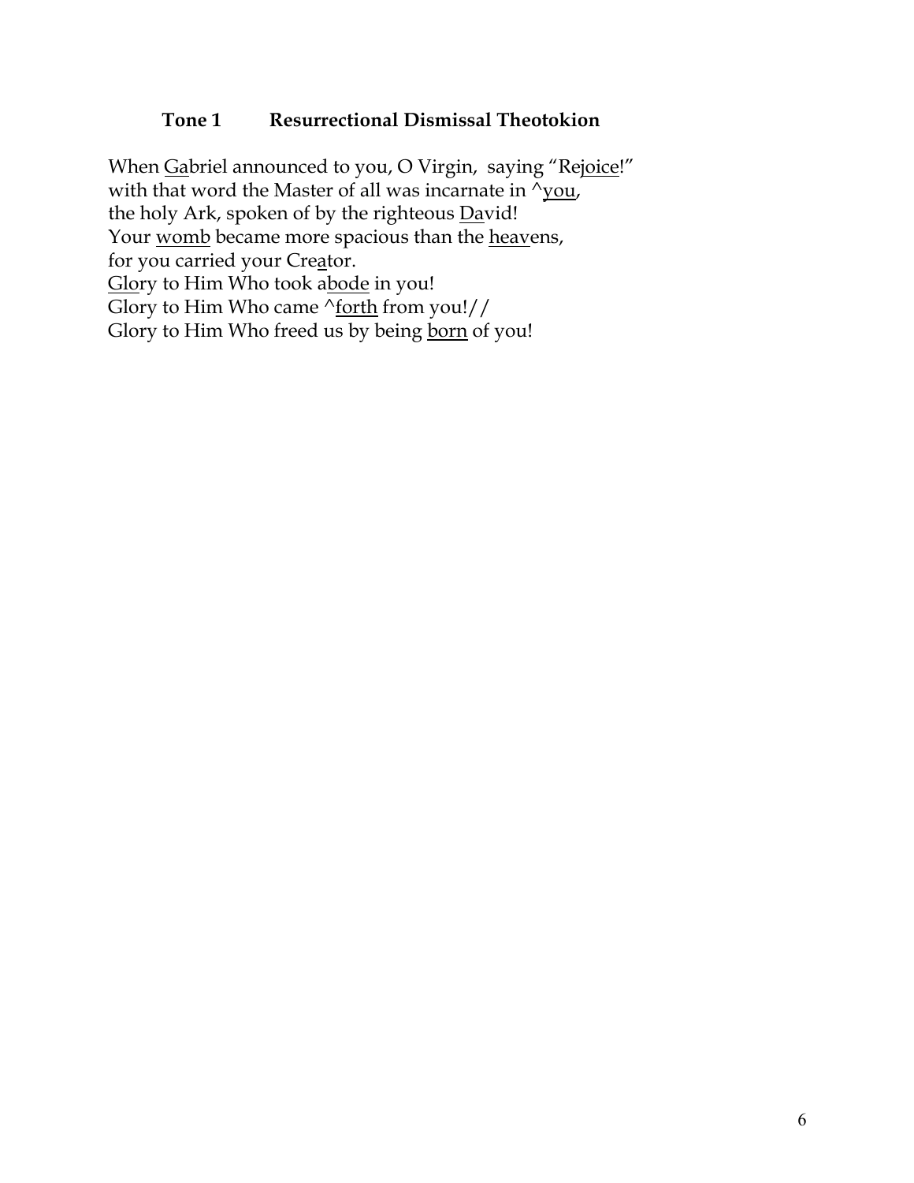**Tone 1 Resurrectional Dismissal Theotokion**

When <u>Ga</u>briel announced to you, O Virgin, saying “Re<u>joice</u>!”  
with that word the Master of all was incarnate in ^<u>you</u>,  
the holy Ark, spoken of by the righteous <u>Da</u>vid!  
Your <u>womb</u> became more spacious than the <u>heav</u>ens,  
for you carried your Cre<u>a</u>tor.  
<u>Glo</u>ry to Him Who took a<u>bode</u> in you!  
Glory to Him Who came ^<u>forth</u> from you!//  
Glory to Him Who freed us by being <u>born</u> of you!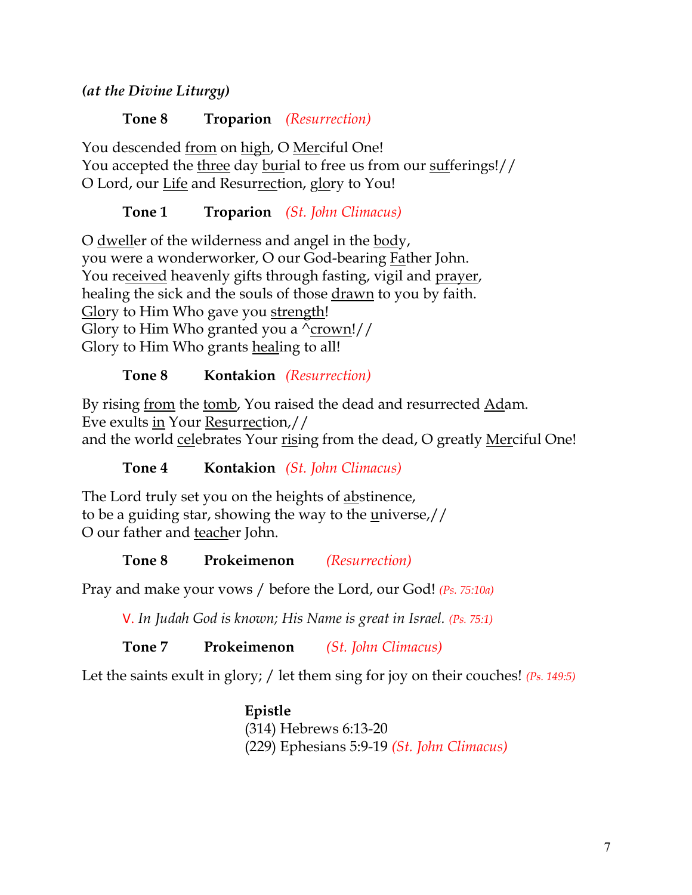***(at the Divine Liturgy)***

**Tone 8 Troparion** *(Resurrection)*

You descended from on high, O Merciful One!
You accepted the three day burial to free us from our sufferings!//
O Lord, our Life and Resurrection, glory to You!

**Tone 1 Troparion** *(St. John Climacus)*

O dweller of the wilderness and angel in the body,
you were a wonderworker, O our God-bearing Father John.
You received heavenly gifts through fasting, vigil and prayer,
healing the sick and the souls of those drawn to you by faith.
Glory to Him Who gave you strength!
Glory to Him Who granted you a ^crown!//
Glory to Him Who grants healing to all!

**Tone 8 Kontakion** *(Resurrection)*

By rising from the tomb, You raised the dead and resurrected Adam.
Eve exults in Your Resurrection,//
and the world celebrates Your rising from the dead, O greatly Merciful One!

**Tone 4 Kontakion** *(St. John Climacus)*

The Lord truly set you on the heights of abstinence,
to be a guiding star, showing the way to the universe,//
O our father and teacher John.

**Tone 8 Prokeimenon** *(Resurrection)*

Pray and make your vows / before the Lord, our God! *(Ps. 75:10a)*

V. *In Judah God is known; His Name is great in Israel. (Ps. 75:1)*

**Tone 7 Prokeimenon** *(St. John Climacus)*

Let the saints exult in glory; / let them sing for joy on their couches! *(Ps. 149:5)*

**Epistle**
(314) Hebrews 6:13-20
(229) Ephesians 5:9-19 *(St. John Climacus)*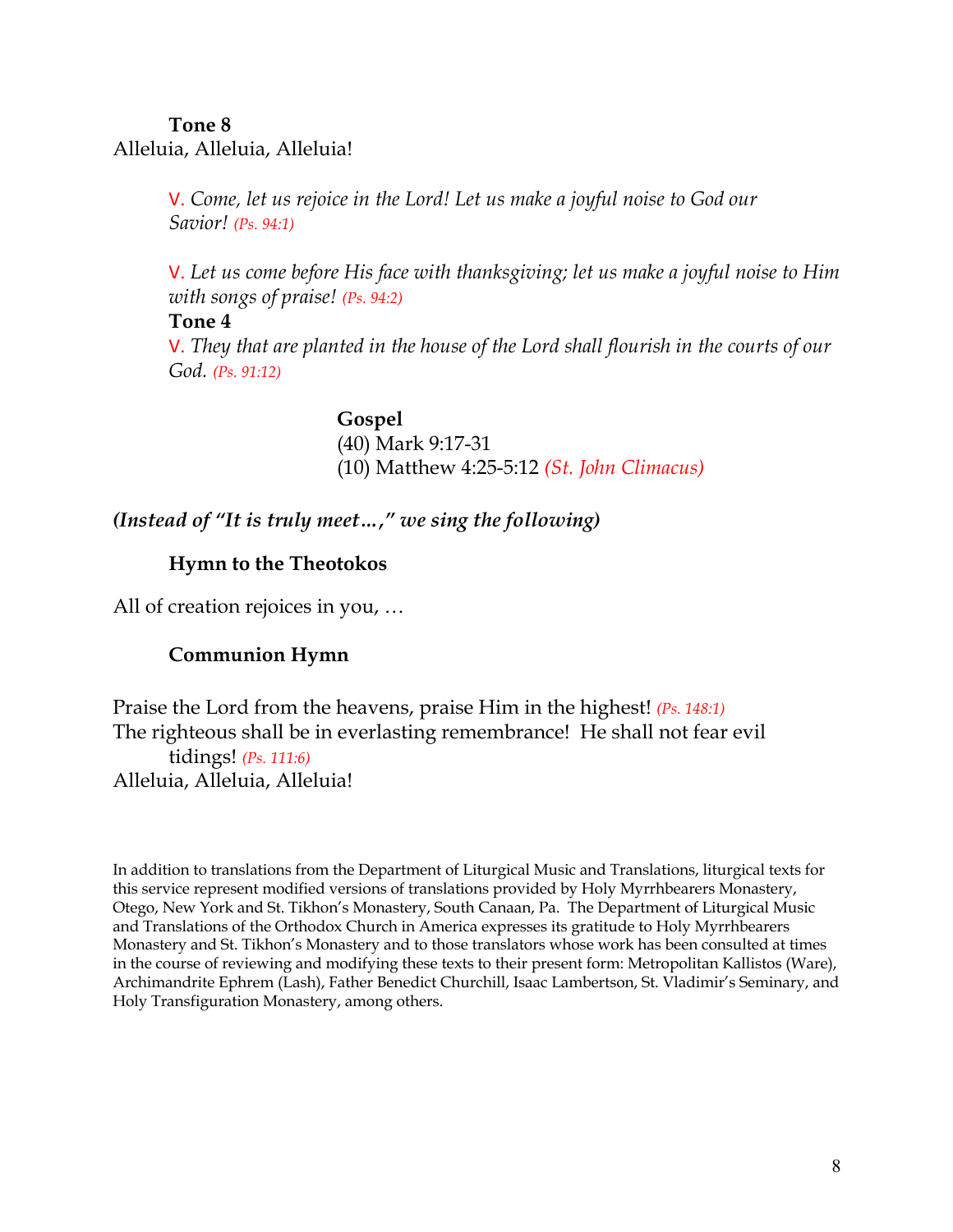**Tone 8**

Alleluia, Alleluia, Alleluia!

> V. *Come, let us rejoice in the Lord! Let us make a joyful noise to God our Savior!* *(Ps. 94:1)*
>
> V. *Let us come before His face with thanksgiving; let us make a joyful noise to Him with songs of praise!* *(Ps. 94:2)*
>
> **Tone 4**
>
> V. *They that are planted in the house of the Lord shall flourish in the courts of our God.* *(Ps. 91:12)*

**Gospel**

(40) Mark 9:17-31

(10) Matthew 4:25-5:12 *(St. John Climacus)*

***(Instead of "It is truly meet…," we sing the following)***

**Hymn to the Theotokos**

All of creation rejoices in you, …

**Communion Hymn**

Praise the Lord from the heavens, praise Him in the highest! *(Ps. 148:1)*

The righteous shall be in everlasting remembrance! He shall not fear evil tidings! *(Ps. 111:6)*

Alleluia, Alleluia, Alleluia!

In addition to translations from the Department of Liturgical Music and Translations, liturgical texts for this service represent modified versions of translations provided by Holy Myrrhbearers Monastery, Otego, New York and St. Tikhon's Monastery, South Canaan, Pa. The Department of Liturgical Music and Translations of the Orthodox Church in America expresses its gratitude to Holy Myrrhbearers Monastery and St. Tikhon's Monastery and to those translators whose work has been consulted at times in the course of reviewing and modifying these texts to their present form: Metropolitan Kallistos (Ware), Archimandrite Ephrem (Lash), Father Benedict Churchill, Isaac Lambertson, St. Vladimir's Seminary, and Holy Transfiguration Monastery, among others.